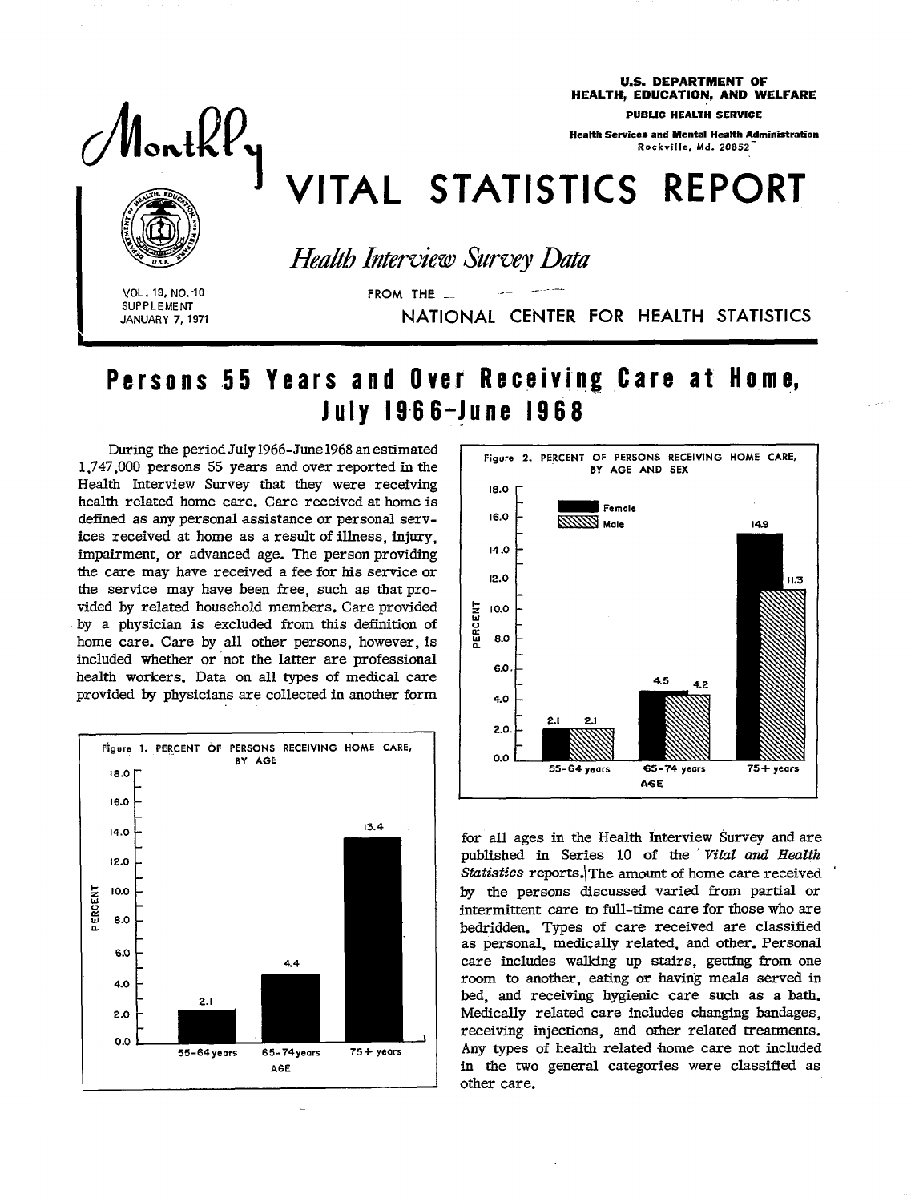U.S. DEPARTMENT OF HEALTH, EDUCATION, AND WELFARE

PUBLIC HEALTH SERVICE

Health Services and Mental Health Administration
Rockville, Md. 20852

# Monthly VITAL STATISTICS REPORT

*Health Interview Survey Data*

FROM THE NATIONAL CENTER FOR HEALTH STATISTICS

VOL. 19, NO. 10
SUPPLEMENT
JANUARY 7, 1971

## Persons 55 Years and Over Receiving Care at Home, July 1966-June 1968

During the period July 1966-June 1968 an estimated 1,747,000 persons 55 years and over reported in the Health Interview Survey that they were receiving health related home care. Care received at home is defined as any personal assistance or personal services received at home as a result of illness, injury, impairment, or advanced age. The person providing the care may have received a fee for his service or the service may have been free, such as that provided by related household members. Care provided by a physician is excluded from this definition of home care. Care by all other persons, however, is included whether or not the latter are professional health workers. Data on all types of medical care provided by physicians are collected in another form for all ages in the Health Interview Survey and are published in Series 10 of the *Vital and Health Statistics* reports. The amount of home care received by the persons discussed varied from partial or intermittent care to full-time care for those who are bedridden. Types of care received are classified as personal, medically related, and other. Personal care includes walking up stairs, getting from one room to another, eating or having meals served in bed, and receiving hygienic care such as a bath. Medically related care includes changing bandages, receiving injections, and other related treatments. Any types of health related home care not included in the two general categories were classified as other care.

Figure 1. PERCENT OF PERSONS RECEIVING HOME CARE, BY AGE

| Age | Percent |
|---|---|
| 55-64 years | 2.1 |
| 65-74 years | 4.4 |
| 75+ years | 13.4 |

Figure 2. PERCENT OF PERSONS RECEIVING HOME CARE, BY AGE AND SEX

| Age | Female | Male |
|---|---|---|
| 55-64 years | 2.1 | 2.1 |
| 65-74 years | 4.5 | 4.2 |
| 75+ years | 14.9 | 11.3 |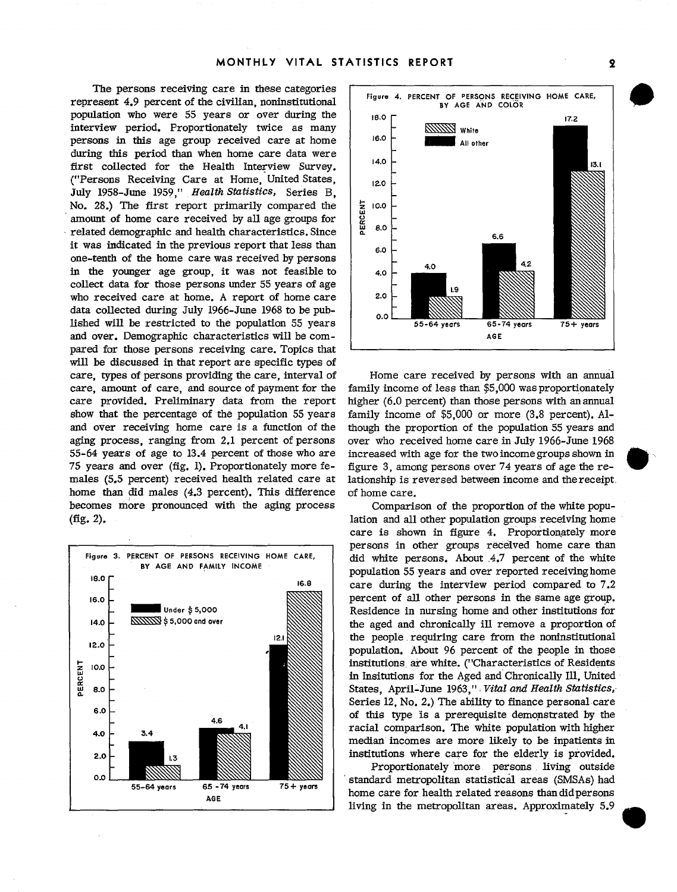The persons receiving care in these categories represent 4.9 percent of the civilian, noninstitutional population who were 55 years or over during the interview period. Proportionately twice as many persons in this age group received care at home during this period than when home care data were first collected for the Health Interview Survey. ("Persons Receiving Care at Home, United States, July 1958-June 1959," *Health Statistics*, Series B, No. 28.) The first report primarily compared the amount of home care received by all age groups for related demographic and health characteristics. Since it was indicated in the previous report that less than one-tenth of the home care was received by persons in the younger age group, it was not feasible to collect data for those persons under 55 years of age who received care at home. A report of home care data collected during July 1966-June 1968 to be published will be restricted to the population 55 years and over. Demographic characteristics will be compared for those persons receiving care. Topics that will be discussed in that report are specific types of care, types of persons providing the care, interval of care, amount of care, and source of payment for the care provided. Preliminary data from the report show that the percentage of the population 55 years and over receiving home care is a function of the aging process, ranging from 2.1 percent of persons 55-64 years of age to 13.4 percent of those who are 75 years and over (fig. 1). Proportionately more females (5.5 percent) received health related care at home than did males (4.3 percent). This difference becomes more pronounced with the aging process (fig. 2).

Figure 3. PERCENT OF PERSONS RECEIVING HOME CARE, BY AGE AND FAMILY INCOME

| Age | Under $5,000 | $5,000 and over |
|---|---|---|
| 55-64 years | 3.4 | 1.3 |
| 65-74 years | 4.6 | 4.1 |
| 75+ years | 12.1 | 16.8 |

Figure 4. PERCENT OF PERSONS RECEIVING HOME CARE, BY AGE AND COLOR

| Age | White | All other |
|---|---|---|
| 55-64 years | 1.9 | 4.0 |
| 65-74 years | 4.2 | 6.6 |
| 75+ years | 13.1 | 17.2 |

Home care received by persons with an annual family income of less than $5,000 was proportionately higher (6.0 percent) than those persons with an annual family income of $5,000 or more (3.8 percent). Although the proportion of the population 55 years and over who received home care in July 1966-June 1968 increased with age for the two income groups shown in figure 3, among persons over 74 years of age the relationship is reversed between income and the receipt of home care.

Comparison of the proportion of the white population and all other population groups receiving home care is shown in figure 4. Proportionately more persons in other groups received home care than did white persons. About 4.7 percent of the white population 55 years and over reported receiving home care during the interview period compared to 7.2 percent of all other persons in the same age group. Residence in nursing home and other institutions for the aged and chronically ill remove a proportion of the people requiring care from the noninstitutional population. About 96 percent of the people in those institutions are white. ("Characteristics of Residents in Insitutions for the Aged and Chronically Ill, United States, April-June 1963," *Vital and Health Statistics*, Series 12, No. 2.) The ability to finance personal care of this type is a prerequisite demonstrated by the racial comparison. The white population with higher median incomes are more likely to be inpatients in institutions where care for the elderly is provided.

Proportionately more persons living outside standard metropolitan statistical areas (SMSAs) had home care for health related reasons than did persons living in the metropolitan areas. Approximately 5.9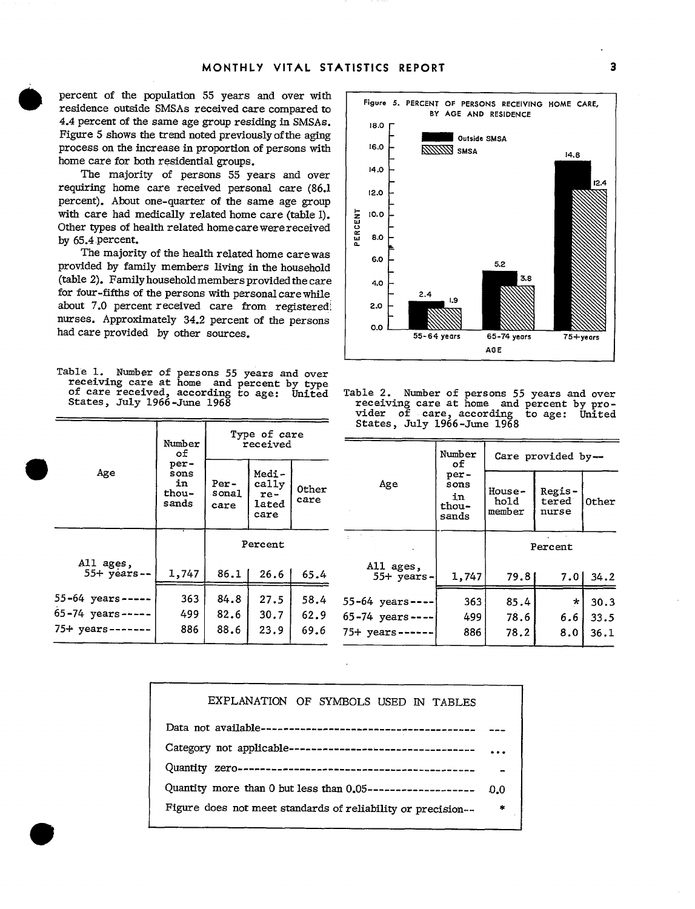percent of the population 55 years and over with residence outside SMSAs received care compared to 4.4 percent of the same age group residing in SMSAs. Figure 5 shows the trend noted previously of the aging process on the increase in proportion of persons with home care for both residential groups.

The majority of persons 55 years and over requiring home care received personal care (86.1 percent). About one-quarter of the same age group with care had medically related home care (table 1). Other types of health related home care were received by 65.4 percent.

The majority of the health related home care was provided by family members living in the household (table 2). Family household members provided the care for four-fifths of the persons with personal care while about 7.0 percent received care from registered nurses. Approximately 34.2 percent of the persons had care provided by other sources.

Figure 5. PERCENT OF PERSONS RECEIVING HOME CARE, BY AGE AND RESIDENCE

| Age | Outside SMSA | SMSA |
|---|---|---|
| 55-64 years | 2.4 | 1.9 |
| 65-74 years | 5.2 | 3.8 |
| 75+ years | 14.8 | 12.4 |

Table 1. Number of persons 55 years and over receiving care at home and percent by type of care received, according to age: United States, July 1966-June 1968

| Age | Number of persons in thousands | Type of care received | | |
|---|---|---|---|---|
| | | Personal care | Medically related care | Other care |
| | | Percent | | |
| All ages, 55+ years-- | 1,747 | 86.1 | 26.6 | 65.4 |
| 55-64 years----- | 363 | 84.8 | 27.5 | 58.4 |
| 65-74 years----- | 499 | 82.6 | 30.7 | 62.9 |
| 75+ years------- | 886 | 88.6 | 23.9 | 69.6 |

Table 2. Number of persons 55 years and over receiving care at home and percent by provider of care, according to age: United States, July 1966-June 1968

| Age | Number of persons in thousands | Care provided by-- | | |
|---|---|---|---|---|
| | | Household member | Registered nurse | Other |
| | | Percent | | |
| All ages, 55+ years- | 1,747 | 79.8 | 7.0 | 34.2 |
| 55-64 years---- | 363 | 85.4 | * | 30.3 |
| 65-74 years---- | 499 | 78.6 | 6.6 | 33.5 |
| 75+ years------ | 886 | 78.2 | 8.0 | 36.1 |

EXPLANATION OF SYMBOLS USED IN TABLES

| | |
|---|---|
| Data not available | --- |
| Category not applicable | ... |
| Quantity zero | - |
| Quantity more than 0 but less than 0.05 | 0.0 |
| Figure does not meet standards of reliability or precision | * |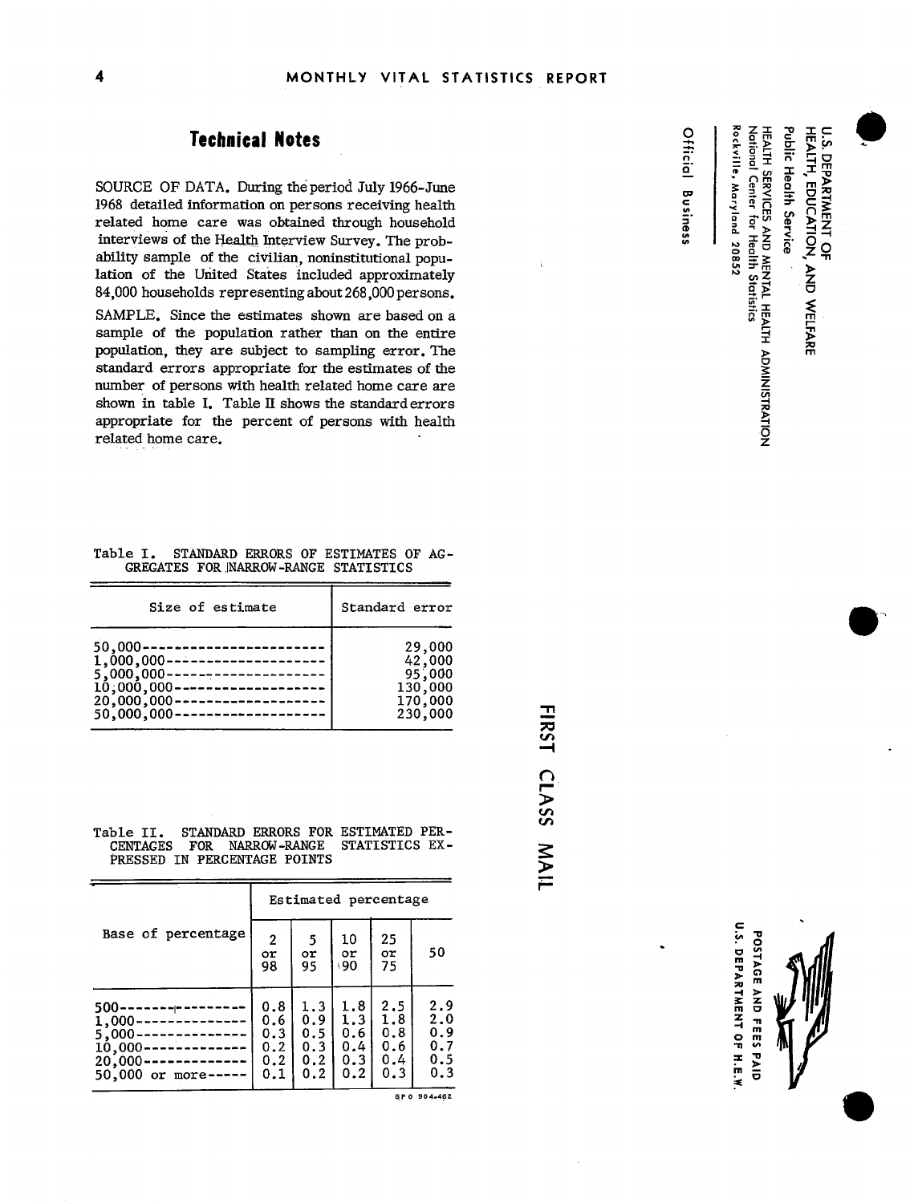## Technical Notes

SOURCE OF DATA. During the period July 1966-June 1968 detailed information on persons receiving health related home care was obtained through household interviews of the Health Interview Survey. The probability sample of the civilian, noninstitutional population of the United States included approximately 84,000 households representing about 268,000 persons.

SAMPLE. Since the estimates shown are based on a sample of the population rather than on the entire population, they are subject to sampling error. The standard errors appropriate for the estimates of the number of persons with health related home care are shown in table I. Table II shows the standard errors appropriate for the percent of persons with health related home care.

Table I. STANDARD ERRORS OF ESTIMATES OF AGGREGATES FOR NARROW-RANGE STATISTICS

| Size of estimate | Standard error |
|---|---|
| 50,000 | 29,000 |
| 1,000,000 | 42,000 |
| 5,000,000 | 95,000 |
| 10,000,000 | 130,000 |
| 20,000,000 | 170,000 |
| 50,000,000 | 230,000 |

Table II. STANDARD ERRORS FOR ESTIMATED PERCENTAGES FOR NARROW-RANGE STATISTICS EXPRESSED IN PERCENTAGE POINTS

| Base of percentage | Estimated percentage | | | | |
|---|---|---|---|---|---|
| | 2 or 98 | 5 or 95 | 10 or 90 | 25 or 75 | 50 |
| 500 | 0.8 | 1.3 | 1.8 | 2.5 | 2.9 |
| 1,000 | 0.6 | 0.9 | 1.3 | 1.8 | 2.0 |
| 5,000 | 0.3 | 0.5 | 0.6 | 0.8 | 0.9 |
| 10,000 | 0.2 | 0.3 | 0.4 | 0.6 | 0.7 |
| 20,000 | 0.2 | 0.2 | 0.3 | 0.4 | 0.5 |
| 50,000 or more | 0.1 | 0.2 | 0.2 | 0.3 | 0.3 |

GPO 904-462

U.S. DEPARTMENT OF
HEALTH, EDUCATION, AND WELFARE
Public Health Service
HEALTH SERVICES AND MENTAL HEALTH ADMINISTRATION
National Center for Health Statistics
Rockville, Maryland 20852

Official Business

FIRST CLASS MAIL

POSTAGE AND FEES PAID
U.S. DEPARTMENT OF H.E.W.